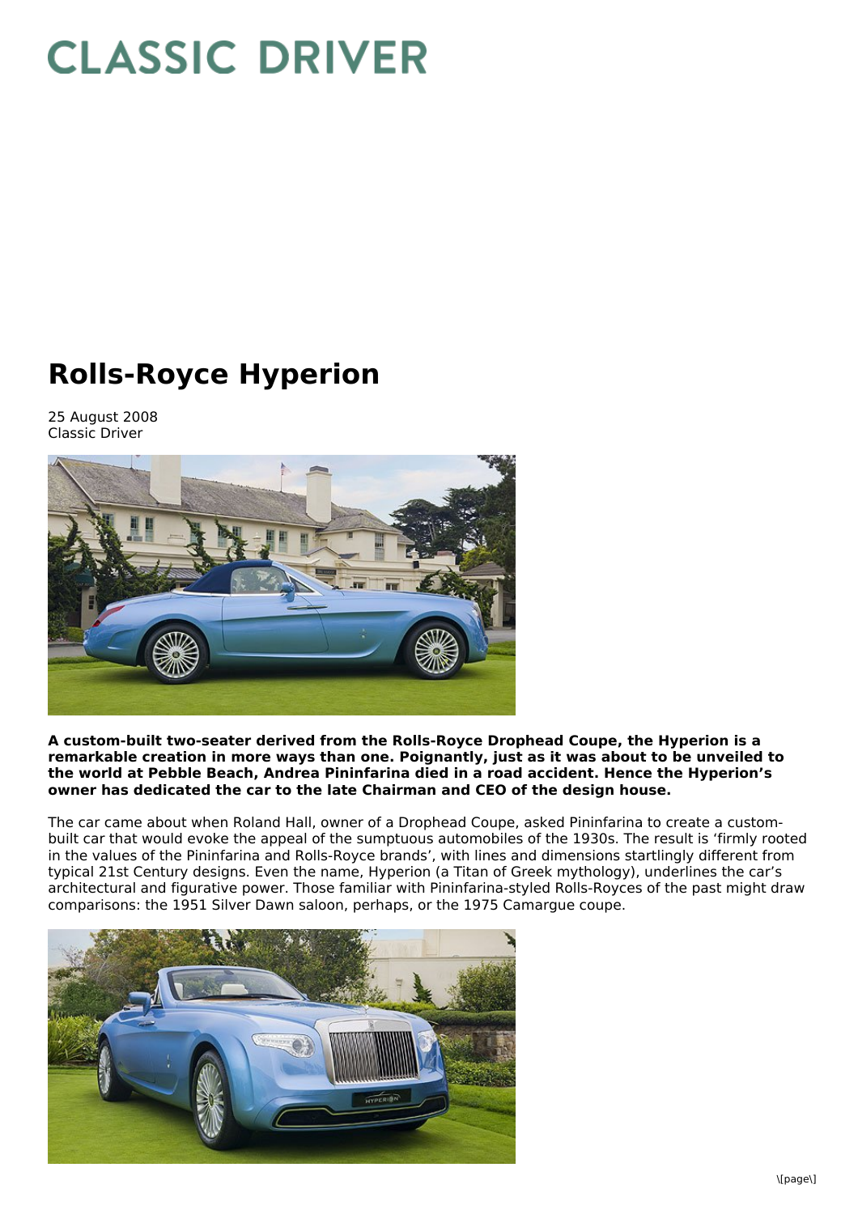# Rolls-Royce Hyperion

25 August 2008
Classic Driver

**A custom-built two-seater derived from the Rolls-Royce Drophead Coupe, the Hyperion is a remarkable creation in more ways than one. Poignantly, just as it was about to be unveiled to the world at Pebble Beach, Andrea Pininfarina died in a road accident. Hence the Hyperion's owner has dedicated the car to the late Chairman and CEO of the design house.**

The car came about when Roland Hall, owner of a Drophead Coupe, asked Pininfarina to create a custom-built car that would evoke the appeal of the sumptuous automobiles of the 1930s. The result is 'firmly rooted in the values of the Pininfarina and Rolls-Royce brands', with lines and dimensions startlingly different from typical 21st Century designs. Even the name, Hyperion (a Titan of Greek mythology), underlines the car's architectural and figurative power. Those familiar with Pininfarina-styled Rolls-Royces of the past might draw comparisons: the 1951 Silver Dawn saloon, perhaps, or the 1975 Camargue coupe.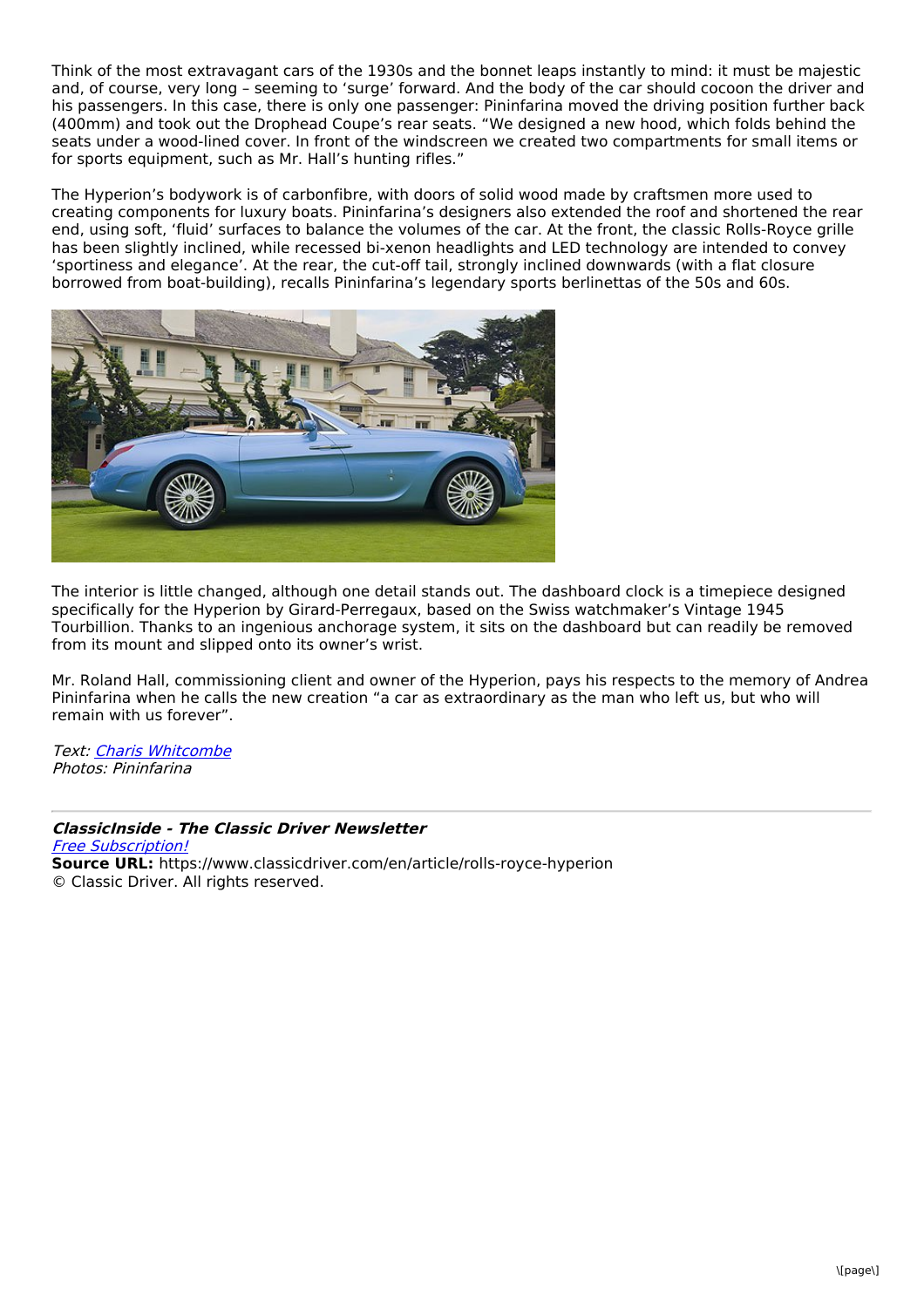Think of the most extravagant cars of the 1930s and the bonnet leaps instantly to mind: it must be majestic and, of course, very long – seeming to 'surge' forward. And the body of the car should cocoon the driver and his passengers. In this case, there is only one passenger: Pininfarina moved the driving position further back (400mm) and took out the Drophead Coupe's rear seats. "We designed a new hood, which folds behind the seats under a wood-lined cover. In front of the windscreen we created two compartments for small items or for sports equipment, such as Mr. Hall's hunting rifles."

The Hyperion's bodywork is of carbonfibre, with doors of solid wood made by craftsmen more used to creating components for luxury boats. Pininfarina's designers also extended the roof and shortened the rear end, using soft, 'fluid' surfaces to balance the volumes of the car. At the front, the classic Rolls-Royce grille has been slightly inclined, while recessed bi-xenon headlights and LED technology are intended to convey 'sportiness and elegance'. At the rear, the cut-off tail, strongly inclined downwards (with a flat closure borrowed from boat-building), recalls Pininfarina's legendary sports berlinettas of the 50s and 60s.

The interior is little changed, although one detail stands out. The dashboard clock is a timepiece designed specifically for the Hyperion by Girard-Perregaux, based on the Swiss watchmaker's Vintage 1945 Tourbillion. Thanks to an ingenious anchorage system, it sits on the dashboard but can readily be removed from its mount and slipped onto its owner's wrist.

Mr. Roland Hall, commissioning client and owner of the Hyperion, pays his respects to the memory of Andrea Pininfarina when he calls the new creation "a car as extraordinary as the man who left us, but who will remain with us forever".

*Text: Charis Whitcombe*
*Photos: Pininfarina*

---

***ClassicInside - The Classic Driver Newsletter***
*Free Subscription!*
**Source URL:** https://www.classicdriver.com/en/article/rolls-royce-hyperion
© Classic Driver. All rights reserved.